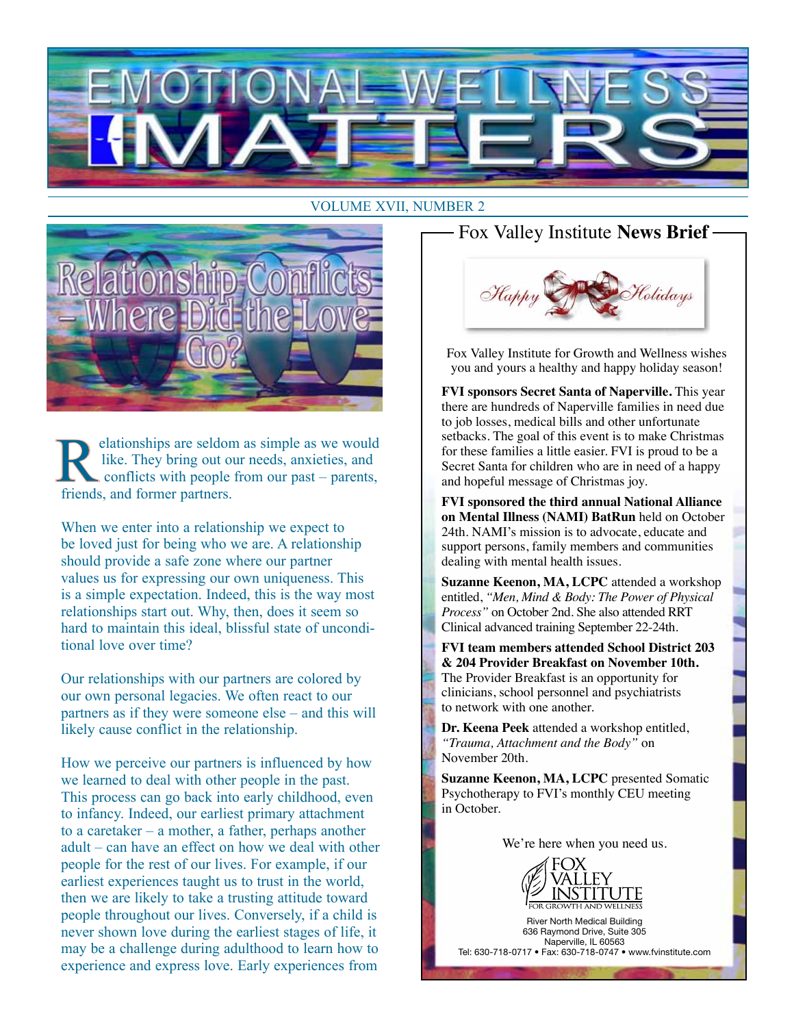# EMOTIONAL WELLNESS MATTERS

VOLUME XVII, NUMBER 2

## Relationship Conflicts – Where Did the Love Go?

Relationships are seldom as simple as we would like. They bring out our needs, anxieties, and conflicts with people from our past – parents, friends, and former partners.

When we enter into a relationship we expect to be loved just for being who we are. A relationship should provide a safe zone where our partner values us for expressing our own uniqueness. This is a simple expectation. Indeed, this is the way most relationships start out. Why, then, does it seem so hard to maintain this ideal, blissful state of unconditional love over time?

Our relationships with our partners are colored by our own personal legacies. We often react to our partners as if they were someone else – and this will likely cause conflict in the relationship.

How we perceive our partners is influenced by how we learned to deal with other people in the past. This process can go back into early childhood, even to infancy. Indeed, our earliest primary attachment to a caretaker – a mother, a father, perhaps another adult – can have an effect on how we deal with other people for the rest of our lives. For example, if our earliest experiences taught us to trust in the world, then we are likely to take a trusting attitude toward people throughout our lives. Conversely, if a child is never shown love during the earliest stages of life, it may be a challenge during adulthood to learn how to experience and express love. Early experiences from

## Fox Valley Institute **News Brief**

*Happy Holidays*

Fox Valley Institute for Growth and Wellness wishes you and yours a healthy and happy holiday season!

**FVI sponsors Secret Santa of Naperville.** This year there are hundreds of Naperville families in need due to job losses, medical bills and other unfortunate setbacks. The goal of this event is to make Christmas for these families a little easier. FVI is proud to be a Secret Santa for children who are in need of a happy and hopeful message of Christmas joy.

**FVI sponsored the third annual National Alliance on Mental Illness (NAMI) BatRun** held on October 24th. NAMI's mission is to advocate, educate and support persons, family members and communities dealing with mental health issues.

**Suzanne Keenon, MA, LCPC** attended a workshop entitled, *"Men, Mind & Body: The Power of Physical Process"* on October 2nd. She also attended RRT Clinical advanced training September 22-24th.

**FVI team members attended School District 203 & 204 Provider Breakfast on November 10th.** The Provider Breakfast is an opportunity for clinicians, school personnel and psychiatrists to network with one another.

**Dr. Keena Peek** attended a workshop entitled, *"Trauma, Attachment and the Body"* on November 20th.

**Suzanne Keenon, MA, LCPC** presented Somatic Psychotherapy to FVI's monthly CEU meeting in October.

We're here when you need us.

FOX VALLEY INSTITUTE
FOR GROWTH AND WELLNESS

River North Medical Building
636 Raymond Drive, Suite 305
Naperville, IL 60563
Tel: 630-718-0717 • Fax: 630-718-0747 • www.fvinstitute.com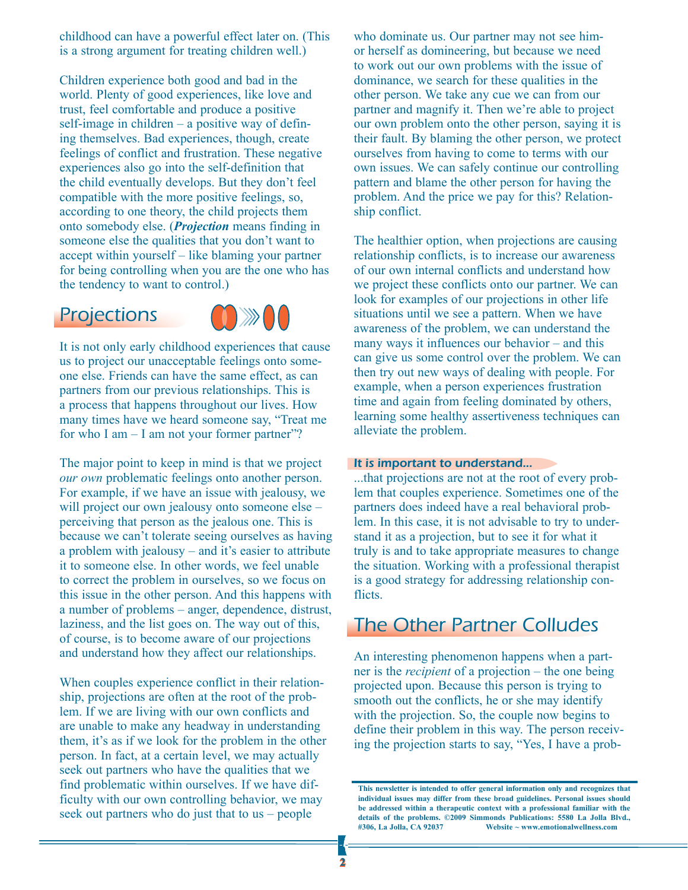childhood can have a powerful effect later on. (This is a strong argument for treating children well.)

Children experience both good and bad in the world. Plenty of good experiences, like love and trust, feel comfortable and produce a positive self-image in children – a positive way of defining themselves. Bad experiences, though, create feelings of conflict and frustration. These negative experiences also go into the self-definition that the child eventually develops. But they don't feel compatible with the more positive feelings, so, according to one theory, the child projects them onto somebody else. (***Projection*** means finding in someone else the qualities that you don't want to accept within yourself – like blaming your partner for being controlling when you are the one who has the tendency to want to control.)

## Projections

It is not only early childhood experiences that cause us to project our unacceptable feelings onto someone else. Friends can have the same effect, as can partners from our previous relationships. This is a process that happens throughout our lives. How many times have we heard someone say, "Treat me for who I am – I am not your former partner"?

The major point to keep in mind is that we project *our own* problematic feelings onto another person. For example, if we have an issue with jealousy, we will project our own jealousy onto someone else – perceiving that person as the jealous one. This is because we can't tolerate seeing ourselves as having a problem with jealousy – and it's easier to attribute it to someone else. In other words, we feel unable to correct the problem in ourselves, so we focus on this issue in the other person. And this happens with a number of problems – anger, dependence, distrust, laziness, and the list goes on. The way out of this, of course, is to become aware of our projections and understand how they affect our relationships.

When couples experience conflict in their relationship, projections are often at the root of the problem. If we are living with our own conflicts and are unable to make any headway in understanding them, it's as if we look for the problem in the other person. In fact, at a certain level, we may actually seek out partners who have the qualities that we find problematic within ourselves. If we have difficulty with our own controlling behavior, we may seek out partners who do just that to us – people who dominate us. Our partner may not see him- or herself as domineering, but because we need to work out our own problems with the issue of dominance, we search for these qualities in the other person. We take any cue we can from our partner and magnify it. Then we're able to project our own problem onto the other person, saying it is their fault. By blaming the other person, we protect ourselves from having to come to terms with our own issues. We can safely continue our controlling pattern and blame the other person for having the problem. And the price we pay for this? Relationship conflict.

The healthier option, when projections are causing relationship conflicts, is to increase our awareness of our own internal conflicts and understand how we project these conflicts onto our partner. We can look for examples of our projections in other life situations until we see a pattern. When we have awareness of the problem, we can understand the many ways it influences our behavior – and this can give us some control over the problem. We can then try out new ways of dealing with people. For example, when a person experiences frustration time and again from feeling dominated by others, learning some healthy assertiveness techniques can alleviate the problem.

**It is important to understand...**

...that projections are not at the root of every problem that couples experience. Sometimes one of the partners does indeed have a real behavioral problem. In this case, it is not advisable to try to understand it as a projection, but to see it for what it truly is and to take appropriate measures to change the situation. Working with a professional therapist is a good strategy for addressing relationship conflicts.

## The Other Partner Colludes

An interesting phenomenon happens when a partner is the *recipient* of a projection – the one being projected upon. Because this person is trying to smooth out the conflicts, he or she may identify with the projection. So, the couple now begins to define their problem in this way. The person receiving the projection starts to say, "Yes, I have a prob-

**This newsletter is intended to offer general information only and recognizes that individual issues may differ from these broad guidelines. Personal issues should be addressed within a therapeutic context with a professional familiar with the details of the problems. ©2009 Simmonds Publications: 5580 La Jolla Blvd., #306, La Jolla, CA 92037 Website ~ www.emotionalwellness.com**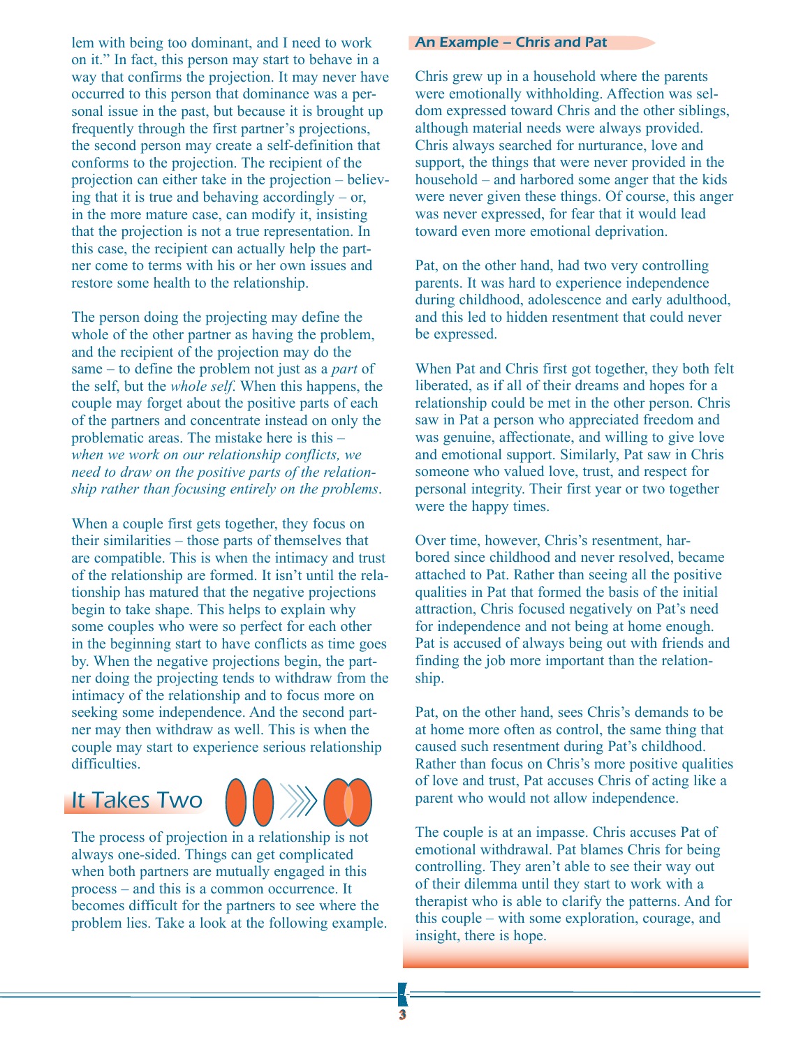lem with being too dominant, and I need to work on it." In fact, this person may start to behave in a way that confirms the projection. It may never have occurred to this person that dominance was a personal issue in the past, but because it is brought up frequently through the first partner's projections, the second person may create a self-definition that conforms to the projection. The recipient of the projection can either take in the projection – believing that it is true and behaving accordingly – or, in the more mature case, can modify it, insisting that the projection is not a true representation. In this case, the recipient can actually help the partner come to terms with his or her own issues and restore some health to the relationship.

The person doing the projecting may define the whole of the other partner as having the problem, and the recipient of the projection may do the same – to define the problem not just as a *part* of the self, but the *whole self*. When this happens, the couple may forget about the positive parts of each of the partners and concentrate instead on only the problematic areas. The mistake here is this – *when we work on our relationship conflicts, we need to draw on the positive parts of the relationship rather than focusing entirely on the problems*.

When a couple first gets together, they focus on their similarities – those parts of themselves that are compatible. This is when the intimacy and trust of the relationship are formed. It isn't until the relationship has matured that the negative projections begin to take shape. This helps to explain why some couples who were so perfect for each other in the beginning start to have conflicts as time goes by. When the negative projections begin, the partner doing the projecting tends to withdraw from the intimacy of the relationship and to focus more on seeking some independence. And the second partner may then withdraw as well. This is when the couple may start to experience serious relationship difficulties.

## It Takes Two

The process of projection in a relationship is not always one-sided. Things can get complicated when both partners are mutually engaged in this process – and this is a common occurrence. It becomes difficult for the partners to see where the problem lies. Take a look at the following example.

### An Example – Chris and Pat

Chris grew up in a household where the parents were emotionally withholding. Affection was seldom expressed toward Chris and the other siblings, although material needs were always provided. Chris always searched for nurturance, love and support, the things that were never provided in the household – and harbored some anger that the kids were never given these things. Of course, this anger was never expressed, for fear that it would lead toward even more emotional deprivation.

Pat, on the other hand, had two very controlling parents. It was hard to experience independence during childhood, adolescence and early adulthood, and this led to hidden resentment that could never be expressed.

When Pat and Chris first got together, they both felt liberated, as if all of their dreams and hopes for a relationship could be met in the other person. Chris saw in Pat a person who appreciated freedom and was genuine, affectionate, and willing to give love and emotional support. Similarly, Pat saw in Chris someone who valued love, trust, and respect for personal integrity. Their first year or two together were the happy times.

Over time, however, Chris's resentment, harbored since childhood and never resolved, became attached to Pat. Rather than seeing all the positive qualities in Pat that formed the basis of the initial attraction, Chris focused negatively on Pat's need for independence and not being at home enough. Pat is accused of always being out with friends and finding the job more important than the relationship.

Pat, on the other hand, sees Chris's demands to be at home more often as control, the same thing that caused such resentment during Pat's childhood. Rather than focus on Chris's more positive qualities of love and trust, Pat accuses Chris of acting like a parent who would not allow independence.

The couple is at an impasse. Chris accuses Pat of emotional withdrawal. Pat blames Chris for being controlling. They aren't able to see their way out of their dilemma until they start to work with a therapist who is able to clarify the patterns. And for this couple – with some exploration, courage, and insight, there is hope.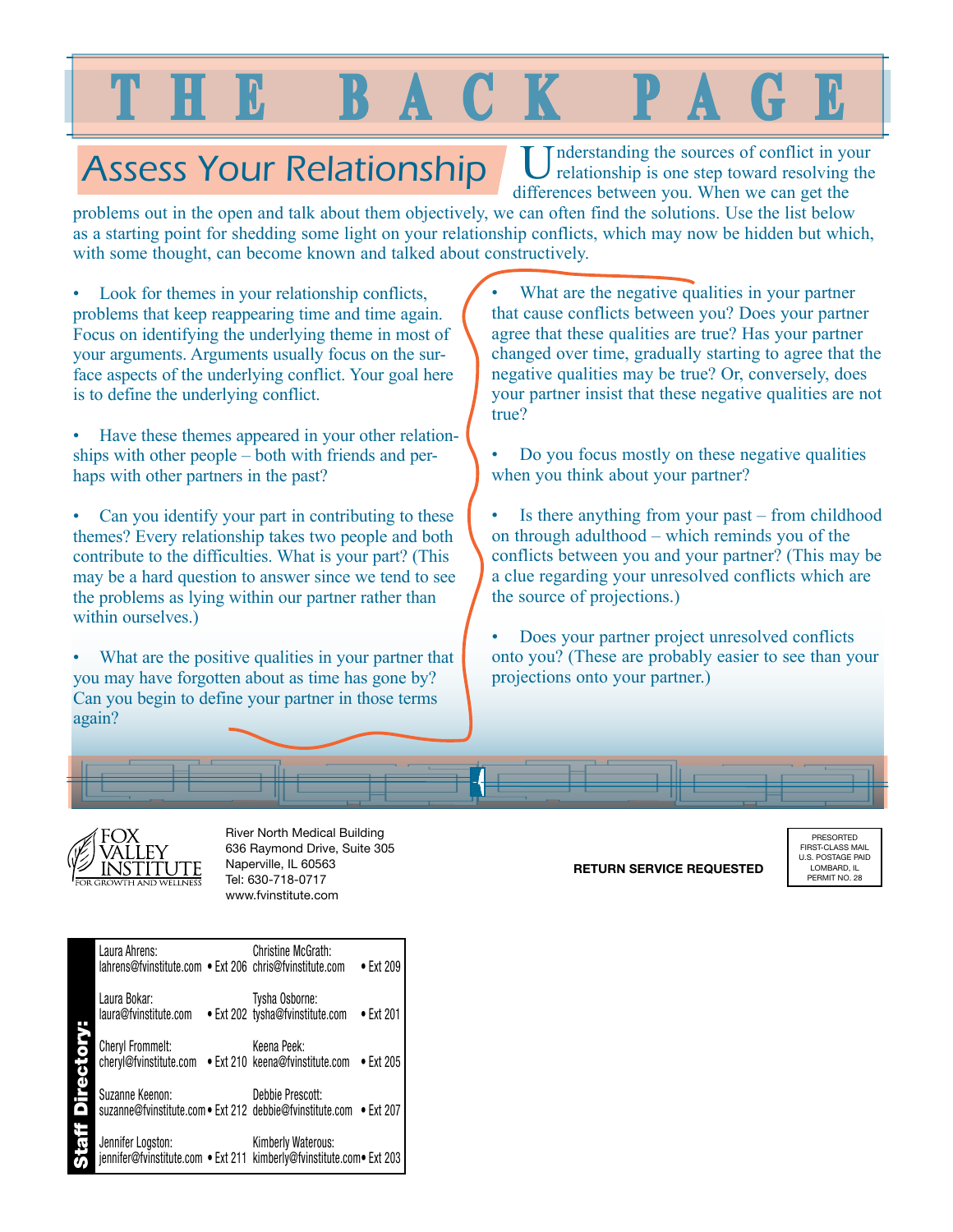# THE BACK PAGE

## Assess Your Relationship

Understanding the sources of conflict in your relationship is one step toward resolving the differences between you. When we can get the problems out in the open and talk about them objectively, we can often find the solutions. Use the list below as a starting point for shedding some light on your relationship conflicts, which may now be hidden but which, with some thought, can become known and talked about constructively.

- Look for themes in your relationship conflicts, problems that keep reappearing time and time again. Focus on identifying the underlying theme in most of your arguments. Arguments usually focus on the surface aspects of the underlying conflict. Your goal here is to define the underlying conflict.

- Have these themes appeared in your other relationships with other people – both with friends and perhaps with other partners in the past?

- Can you identify your part in contributing to these themes? Every relationship takes two people and both contribute to the difficulties. What is your part? (This may be a hard question to answer since we tend to see the problems as lying within our partner rather than within ourselves.)

- What are the positive qualities in your partner that you may have forgotten about as time has gone by? Can you begin to define your partner in those terms again?

- What are the negative qualities in your partner that cause conflicts between you? Does your partner agree that these qualities are true? Has your partner changed over time, gradually starting to agree that the negative qualities may be true? Or, conversely, does your partner insist that these negative qualities are not true?

- Do you focus mostly on these negative qualities when you think about your partner?

- Is there anything from your past – from childhood on through adulthood – which reminds you of the conflicts between you and your partner? (This may be a clue regarding your unresolved conflicts which are the source of projections.)

- Does your partner project unresolved conflicts onto you? (These are probably easier to see than your projections onto your partner.)

FOX VALLEY INSTITUTE FOR GROWTH AND WELLNESS

River North Medical Building
636 Raymond Drive, Suite 305
Naperville, IL 60563
Tel: 630-718-0717
www.fvinstitute.com

**RETURN SERVICE REQUESTED**

PRESORTED
FIRST-CLASS MAIL
U.S. POSTAGE PAID
LOMBARD, IL
PERMIT NO. 28

**Staff Directory:**

| | | | |
|---|---|---|---|
| Laura Ahrens: lahrens@fvinstitute.com | Ext 206 | Christine McGrath: chris@fvinstitute.com | Ext 209 |
| Laura Bokar: laura@fvinstitute.com | Ext 202 | Tysha Osborne: tysha@fvinstitute.com | Ext 201 |
| Cheryl Frommelt: cheryl@fvinstitute.com | Ext 210 | Keena Peek: keena@fvinstitute.com | Ext 205 |
| Suzanne Keenon: suzanne@fvinstitute.com | Ext 212 | Debbie Prescott: debbie@fvinstitute.com | Ext 207 |
| Jennifer Logston: jennifer@fvinstitute.com | Ext 211 | Kimberly Waterous: kimberly@fvinstitute.com | Ext 203 |